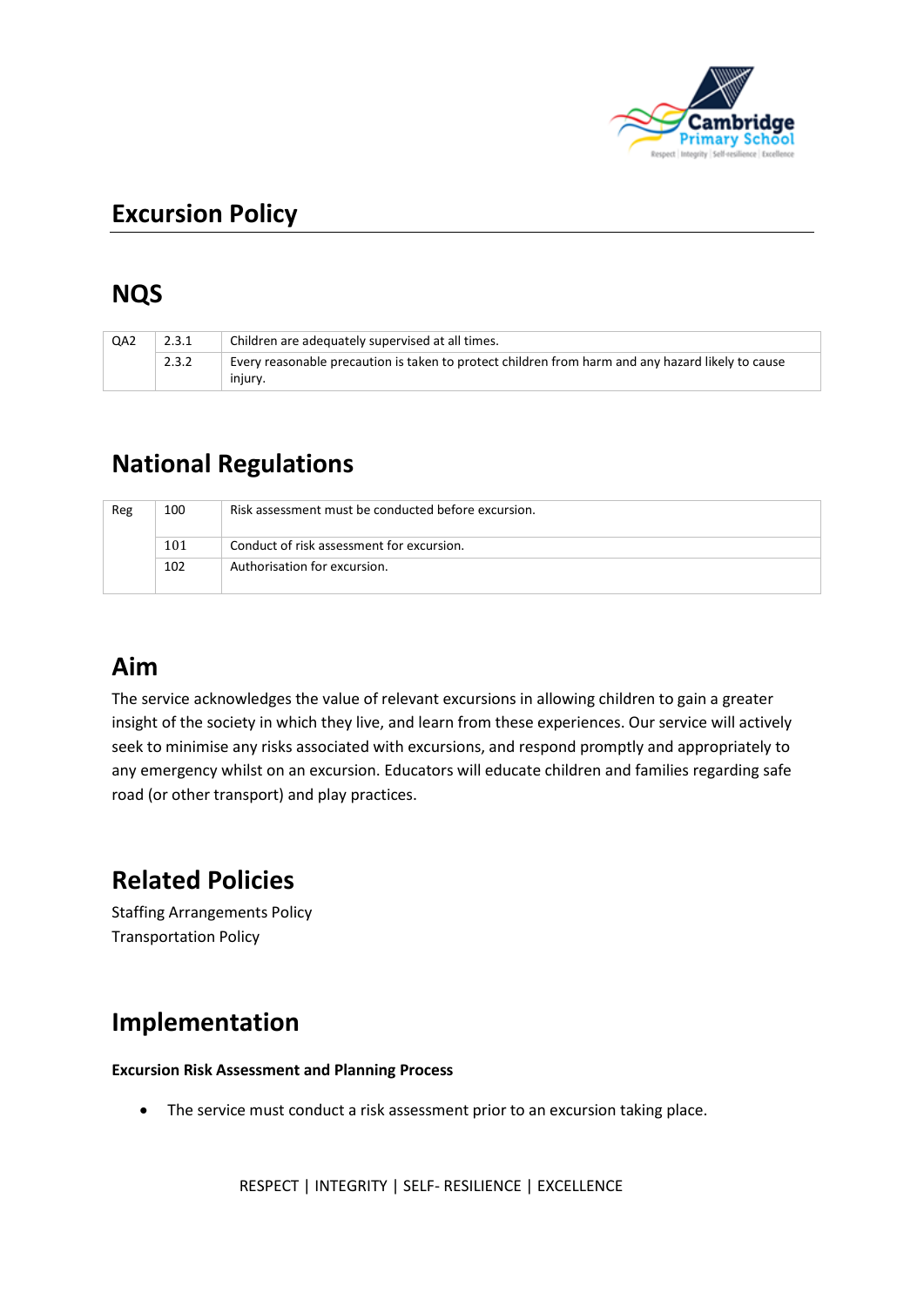# Excursion Policy

## NQS

| QA2 | 2.3.1 | Children are adequately supervised at all times. |
| --- | --- | --- |
| | 2.3.2 | Every reasonable precaution is taken to protect children from harm and any hazard likely to cause injury. |

## National Regulations

| Reg | 100 | Risk assessment must be conducted before excursion. |
| --- | --- | --- |
| | 101 | Conduct of risk assessment for excursion. |
| | 102 | Authorisation for excursion. |

## Aim

The service acknowledges the value of relevant excursions in allowing children to gain a greater insight of the society in which they live, and learn from these experiences. Our service will actively seek to minimise any risks associated with excursions, and respond promptly and appropriately to any emergency whilst on an excursion. Educators will educate children and families regarding safe road (or other transport) and play practices.

## Related Policies

Staffing Arrangements Policy
Transportation Policy

## Implementation

**Excursion Risk Assessment and Planning Process**

- The service must conduct a risk assessment prior to an excursion taking place.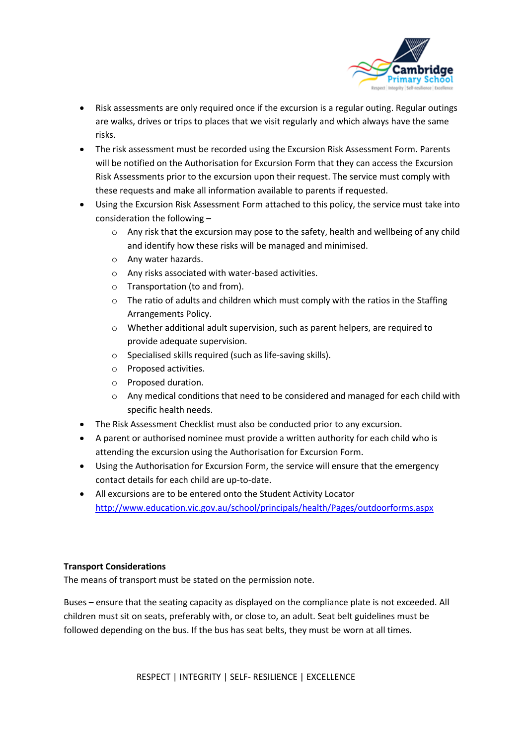- Risk assessments are only required once if the excursion is a regular outing. Regular outings are walks, drives or trips to places that we visit regularly and which always have the same risks.
- The risk assessment must be recorded using the Excursion Risk Assessment Form. Parents will be notified on the Authorisation for Excursion Form that they can access the Excursion Risk Assessments prior to the excursion upon their request. The service must comply with these requests and make all information available to parents if requested.
- Using the Excursion Risk Assessment Form attached to this policy, the service must take into consideration the following –
    - Any risk that the excursion may pose to the safety, health and wellbeing of any child and identify how these risks will be managed and minimised.
    - Any water hazards.
    - Any risks associated with water-based activities.
    - Transportation (to and from).
    - The ratio of adults and children which must comply with the ratios in the Staffing Arrangements Policy.
    - Whether additional adult supervision, such as parent helpers, are required to provide adequate supervision.
    - Specialised skills required (such as life-saving skills).
    - Proposed activities.
    - Proposed duration.
    - Any medical conditions that need to be considered and managed for each child with specific health needs.
- The Risk Assessment Checklist must also be conducted prior to any excursion.
- A parent or authorised nominee must provide a written authority for each child who is attending the excursion using the Authorisation for Excursion Form.
- Using the Authorisation for Excursion Form, the service will ensure that the emergency contact details for each child are up-to-date.
- All excursions are to be entered onto the Student Activity Locator [http://www.education.vic.gov.au/school/principals/health/Pages/outdoorforms.aspx](http://www.education.vic.gov.au/school/principals/health/Pages/outdoorforms.aspx)

**Transport Considerations**

The means of transport must be stated on the permission note.

Buses – ensure that the seating capacity as displayed on the compliance plate is not exceeded. All children must sit on seats, preferably with, or close to, an adult. Seat belt guidelines must be followed depending on the bus. If the bus has seat belts, they must be worn at all times.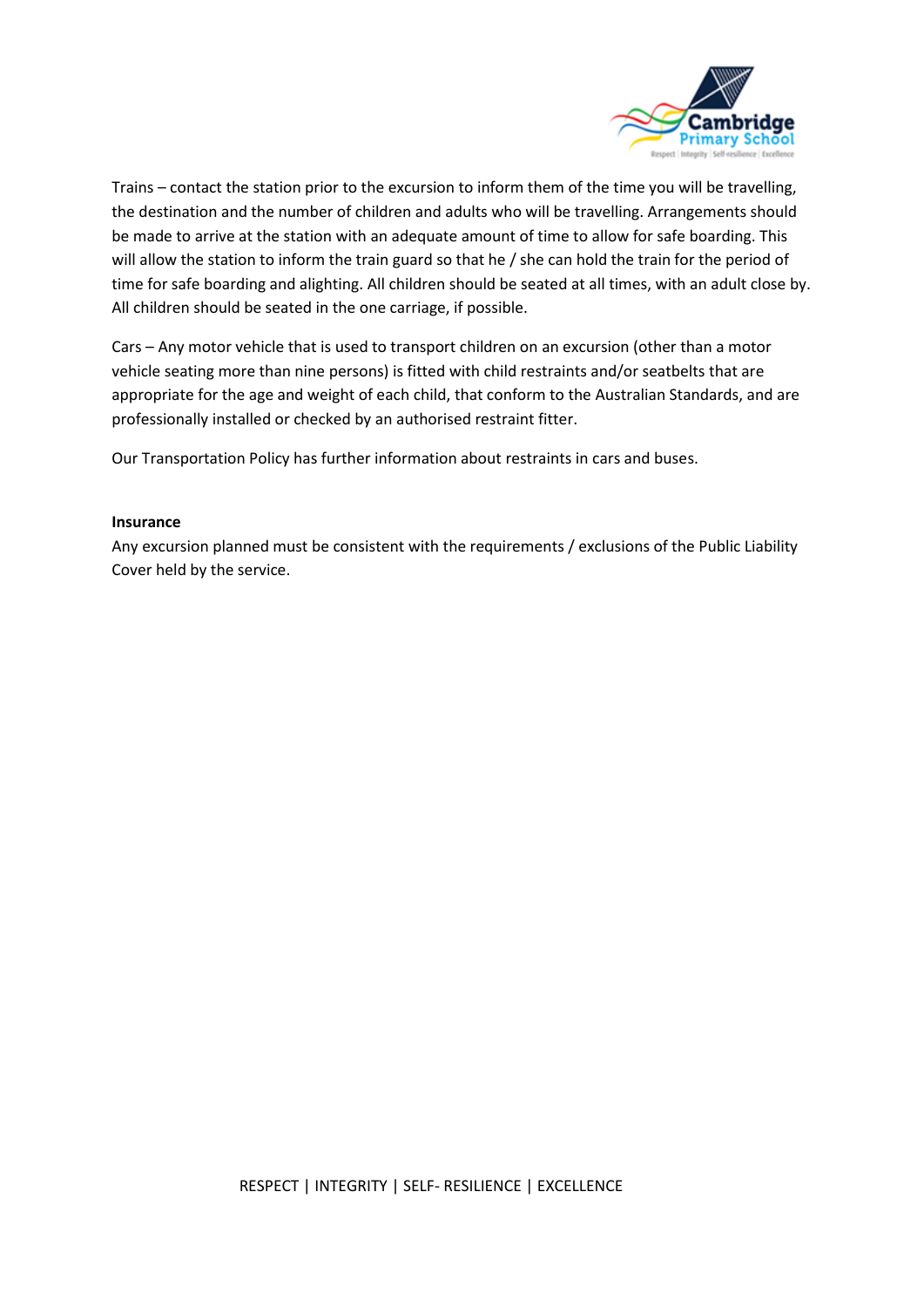Trains – contact the station prior to the excursion to inform them of the time you will be travelling, the destination and the number of children and adults who will be travelling. Arrangements should be made to arrive at the station with an adequate amount of time to allow for safe boarding. This will allow the station to inform the train guard so that he / she can hold the train for the period of time for safe boarding and alighting. All children should be seated at all times, with an adult close by. All children should be seated in the one carriage, if possible.

Cars – Any motor vehicle that is used to transport children on an excursion (other than a motor vehicle seating more than nine persons) is fitted with child restraints and/or seatbelts that are appropriate for the age and weight of each child, that conform to the Australian Standards, and are professionally installed or checked by an authorised restraint fitter.

Our Transportation Policy has further information about restraints in cars and buses.

**Insurance**

Any excursion planned must be consistent with the requirements / exclusions of the Public Liability Cover held by the service.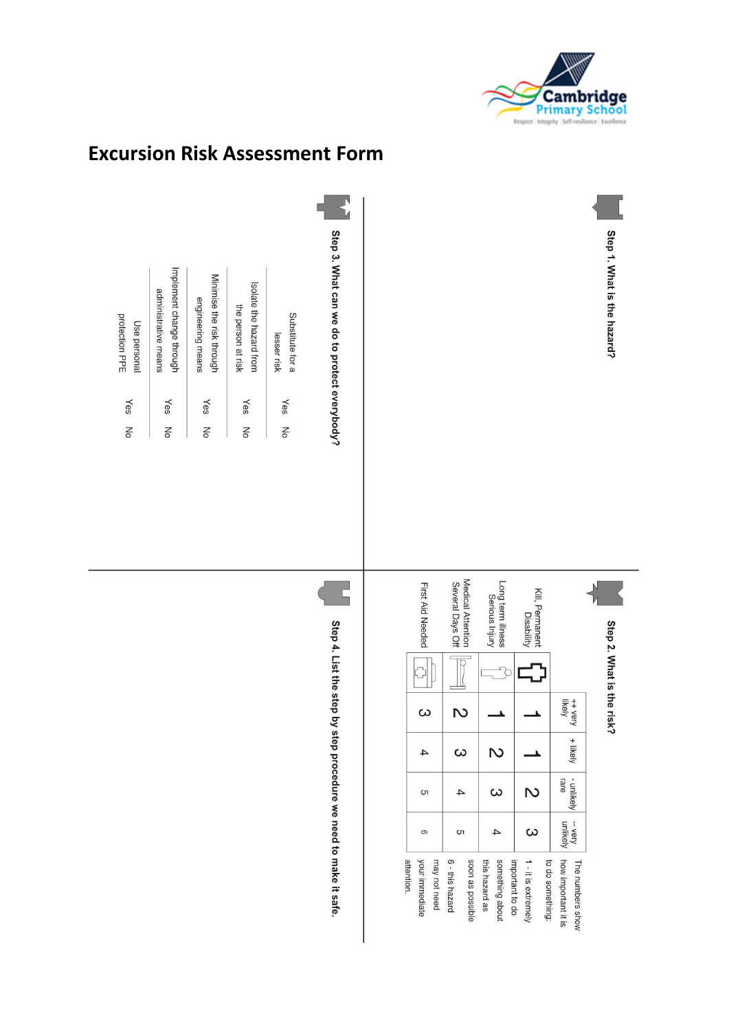# Excursion Risk Assessment Form

## Step 1. What is the hazard?

## Step 2. What is the risk?

| | ++ very likely | + likely | - unlikely rare | -- very unlikely |
|---|---|---|---|---|
| Kill, Permanent Disability | 1 | 1 | 2 | 3 |
| Long term illness Serious Injury | 1 | 2 | 3 | 4 |
| Medical Attention Several Days Off | 2 | 3 | 4 | 5 |
| First Aid Needed | 3 | 4 | 5 | 6 |

The numbers show how important it is to do something:

1 - it is extremely important to do something about this hazard as soon as possible

6 - this hazard may not need your immediate attention.

## Step 3. What can we do to protect everybody?

| | | |
|---|---|---|
| Substitute for a lesser risk | Yes | No |
| Isolate the hazard from the person at risk | Yes | No |
| Minimise the risk through engineering means | Yes | No |
| Implement change through administrative means | Yes | No |
| Use personal protection PPE | Yes | No |

## Step 4. List the step by step procedure we need to make it safe.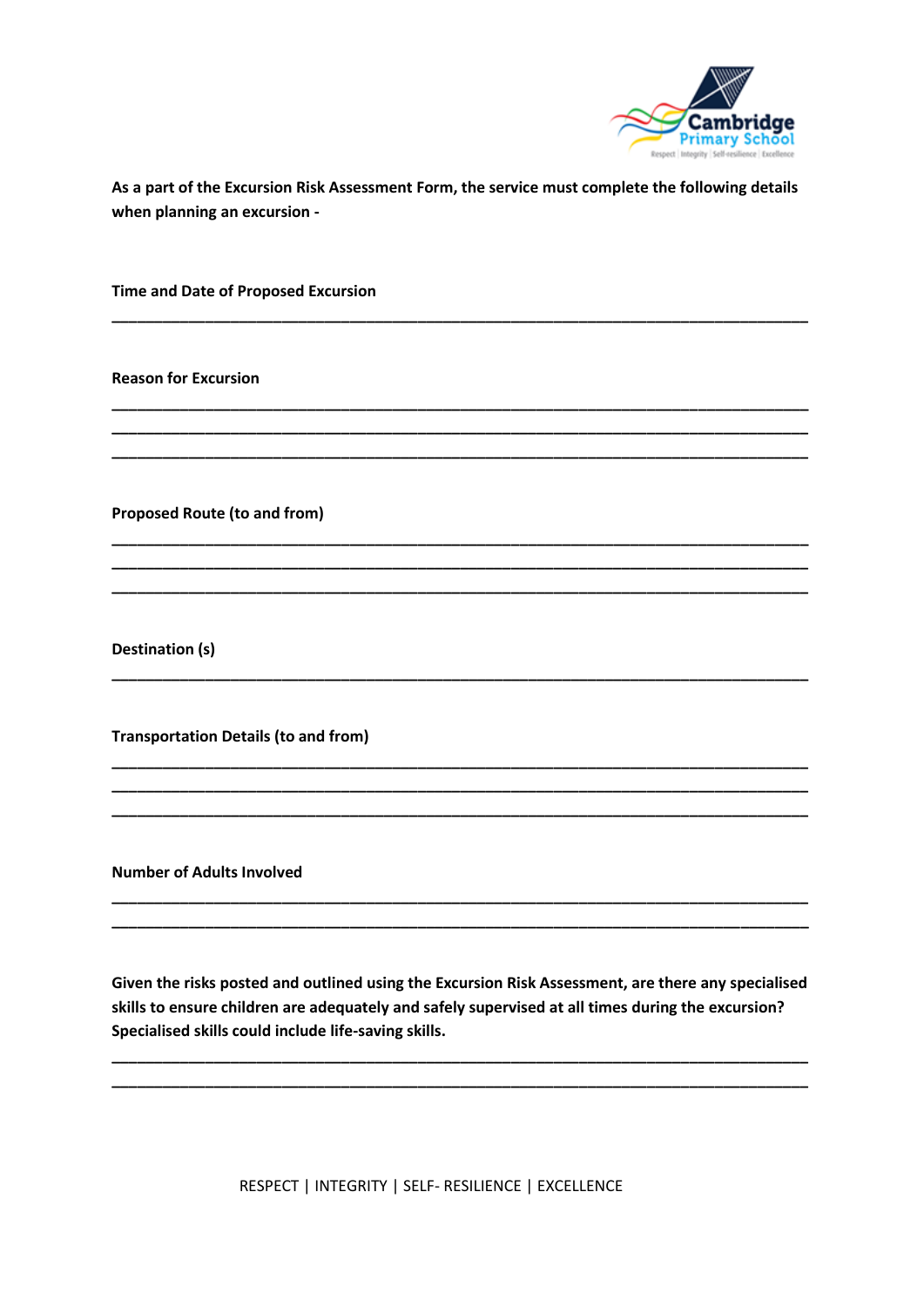**As a part of the Excursion Risk Assessment Form, the service must complete the following details when planning an excursion -**

**Time and Date of Proposed Excursion**

\_\_\_\_\_\_\_\_\_\_\_\_\_\_\_\_\_\_\_\_\_\_\_\_\_\_\_\_\_\_\_\_\_\_\_\_\_\_\_\_\_\_\_\_\_\_\_\_\_\_\_\_\_\_\_\_\_\_\_\_\_\_\_\_\_\_\_\_\_\_\_\_\_\_\_\_

**Reason for Excursion**

\_\_\_\_\_\_\_\_\_\_\_\_\_\_\_\_\_\_\_\_\_\_\_\_\_\_\_\_\_\_\_\_\_\_\_\_\_\_\_\_\_\_\_\_\_\_\_\_\_\_\_\_\_\_\_\_\_\_\_\_\_\_\_\_\_\_\_\_\_\_\_\_\_\_\_\_

\_\_\_\_\_\_\_\_\_\_\_\_\_\_\_\_\_\_\_\_\_\_\_\_\_\_\_\_\_\_\_\_\_\_\_\_\_\_\_\_\_\_\_\_\_\_\_\_\_\_\_\_\_\_\_\_\_\_\_\_\_\_\_\_\_\_\_\_\_\_\_\_\_\_\_\_

\_\_\_\_\_\_\_\_\_\_\_\_\_\_\_\_\_\_\_\_\_\_\_\_\_\_\_\_\_\_\_\_\_\_\_\_\_\_\_\_\_\_\_\_\_\_\_\_\_\_\_\_\_\_\_\_\_\_\_\_\_\_\_\_\_\_\_\_\_\_\_\_\_\_\_\_

**Proposed Route (to and from)**

\_\_\_\_\_\_\_\_\_\_\_\_\_\_\_\_\_\_\_\_\_\_\_\_\_\_\_\_\_\_\_\_\_\_\_\_\_\_\_\_\_\_\_\_\_\_\_\_\_\_\_\_\_\_\_\_\_\_\_\_\_\_\_\_\_\_\_\_\_\_\_\_\_\_\_\_

\_\_\_\_\_\_\_\_\_\_\_\_\_\_\_\_\_\_\_\_\_\_\_\_\_\_\_\_\_\_\_\_\_\_\_\_\_\_\_\_\_\_\_\_\_\_\_\_\_\_\_\_\_\_\_\_\_\_\_\_\_\_\_\_\_\_\_\_\_\_\_\_\_\_\_\_

\_\_\_\_\_\_\_\_\_\_\_\_\_\_\_\_\_\_\_\_\_\_\_\_\_\_\_\_\_\_\_\_\_\_\_\_\_\_\_\_\_\_\_\_\_\_\_\_\_\_\_\_\_\_\_\_\_\_\_\_\_\_\_\_\_\_\_\_\_\_\_\_\_\_\_\_

**Destination (s)**

\_\_\_\_\_\_\_\_\_\_\_\_\_\_\_\_\_\_\_\_\_\_\_\_\_\_\_\_\_\_\_\_\_\_\_\_\_\_\_\_\_\_\_\_\_\_\_\_\_\_\_\_\_\_\_\_\_\_\_\_\_\_\_\_\_\_\_\_\_\_\_\_\_\_\_\_

**Transportation Details (to and from)**

\_\_\_\_\_\_\_\_\_\_\_\_\_\_\_\_\_\_\_\_\_\_\_\_\_\_\_\_\_\_\_\_\_\_\_\_\_\_\_\_\_\_\_\_\_\_\_\_\_\_\_\_\_\_\_\_\_\_\_\_\_\_\_\_\_\_\_\_\_\_\_\_\_\_\_\_

\_\_\_\_\_\_\_\_\_\_\_\_\_\_\_\_\_\_\_\_\_\_\_\_\_\_\_\_\_\_\_\_\_\_\_\_\_\_\_\_\_\_\_\_\_\_\_\_\_\_\_\_\_\_\_\_\_\_\_\_\_\_\_\_\_\_\_\_\_\_\_\_\_\_\_\_

\_\_\_\_\_\_\_\_\_\_\_\_\_\_\_\_\_\_\_\_\_\_\_\_\_\_\_\_\_\_\_\_\_\_\_\_\_\_\_\_\_\_\_\_\_\_\_\_\_\_\_\_\_\_\_\_\_\_\_\_\_\_\_\_\_\_\_\_\_\_\_\_\_\_\_\_

**Number of Adults Involved**

\_\_\_\_\_\_\_\_\_\_\_\_\_\_\_\_\_\_\_\_\_\_\_\_\_\_\_\_\_\_\_\_\_\_\_\_\_\_\_\_\_\_\_\_\_\_\_\_\_\_\_\_\_\_\_\_\_\_\_\_\_\_\_\_\_\_\_\_\_\_\_\_\_\_\_\_

\_\_\_\_\_\_\_\_\_\_\_\_\_\_\_\_\_\_\_\_\_\_\_\_\_\_\_\_\_\_\_\_\_\_\_\_\_\_\_\_\_\_\_\_\_\_\_\_\_\_\_\_\_\_\_\_\_\_\_\_\_\_\_\_\_\_\_\_\_\_\_\_\_\_\_\_

**Given the risks posted and outlined using the Excursion Risk Assessment, are there any specialised skills to ensure children are adequately and safely supervised at all times during the excursion? Specialised skills could include life-saving skills.**

\_\_\_\_\_\_\_\_\_\_\_\_\_\_\_\_\_\_\_\_\_\_\_\_\_\_\_\_\_\_\_\_\_\_\_\_\_\_\_\_\_\_\_\_\_\_\_\_\_\_\_\_\_\_\_\_\_\_\_\_\_\_\_\_\_\_\_\_\_\_\_\_\_\_\_\_

\_\_\_\_\_\_\_\_\_\_\_\_\_\_\_\_\_\_\_\_\_\_\_\_\_\_\_\_\_\_\_\_\_\_\_\_\_\_\_\_\_\_\_\_\_\_\_\_\_\_\_\_\_\_\_\_\_\_\_\_\_\_\_\_\_\_\_\_\_\_\_\_\_\_\_\_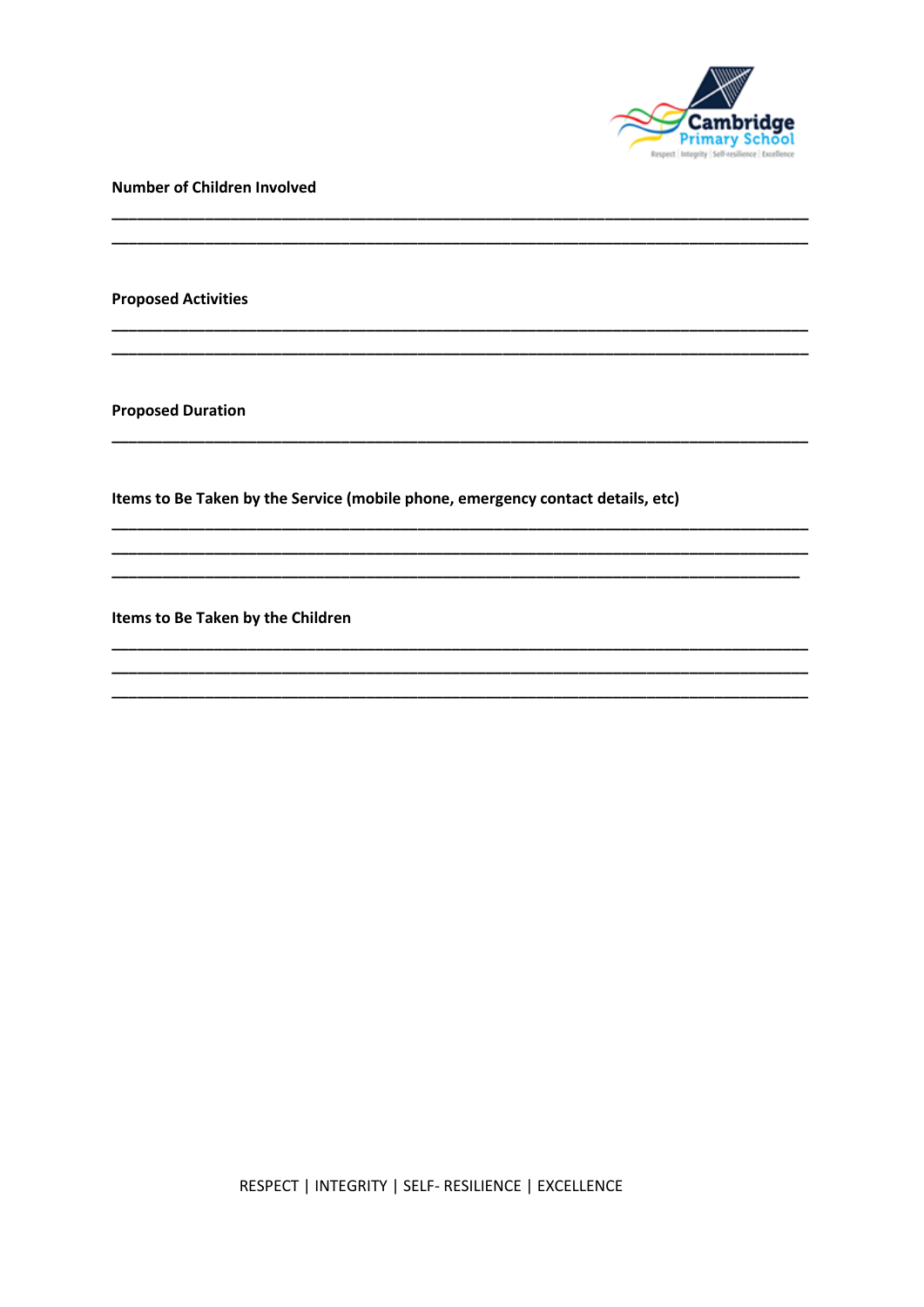**Number of Children Involved**

________________________________________________________________________________
________________________________________________________________________________

**Proposed Activities**

________________________________________________________________________________
________________________________________________________________________________

**Proposed Duration**

________________________________________________________________________________

**Items to Be Taken by the Service (mobile phone, emergency contact details, etc)**

________________________________________________________________________________
________________________________________________________________________________
________________________________________________________________________________

**Items to Be Taken by the Children**

________________________________________________________________________________
________________________________________________________________________________
________________________________________________________________________________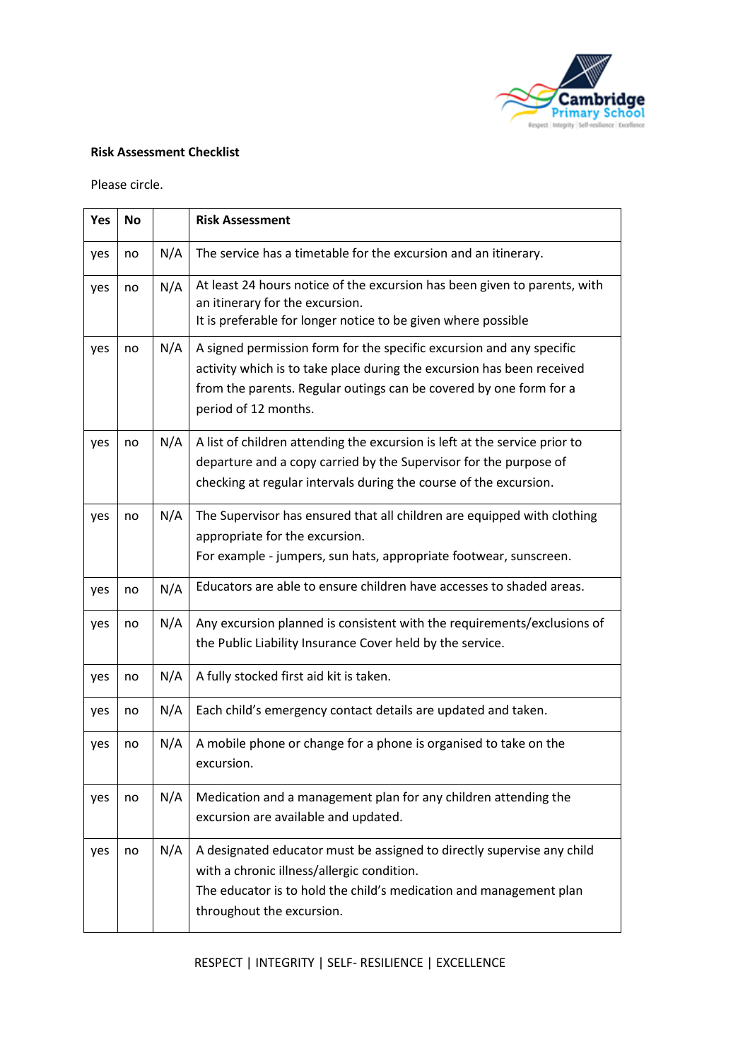**Risk Assessment Checklist**

Please circle.

| Yes | No | | Risk Assessment |
|---|---|---|---|
| yes | no | N/A | The service has a timetable for the excursion and an itinerary. |
| yes | no | N/A | At least 24 hours notice of the excursion has been given to parents, with an itinerary for the excursion.<br>It is preferable for longer notice to be given where possible |
| yes | no | N/A | A signed permission form for the specific excursion and any specific activity which is to take place during the excursion has been received from the parents. Regular outings can be covered by one form for a period of 12 months. |
| yes | no | N/A | A list of children attending the excursion is left at the service prior to departure and a copy carried by the Supervisor for the purpose of checking at regular intervals during the course of the excursion. |
| yes | no | N/A | The Supervisor has ensured that all children are equipped with clothing appropriate for the excursion.<br>For example - jumpers, sun hats, appropriate footwear, sunscreen. |
| yes | no | N/A | Educators are able to ensure children have accesses to shaded areas. |
| yes | no | N/A | Any excursion planned is consistent with the requirements/exclusions of the Public Liability Insurance Cover held by the service. |
| yes | no | N/A | A fully stocked first aid kit is taken. |
| yes | no | N/A | Each child's emergency contact details are updated and taken. |
| yes | no | N/A | A mobile phone or change for a phone is organised to take on the excursion. |
| yes | no | N/A | Medication and a management plan for any children attending the excursion are available and updated. |
| yes | no | N/A | A designated educator must be assigned to directly supervise any child with a chronic illness/allergic condition.<br>The educator is to hold the child's medication and management plan throughout the excursion. |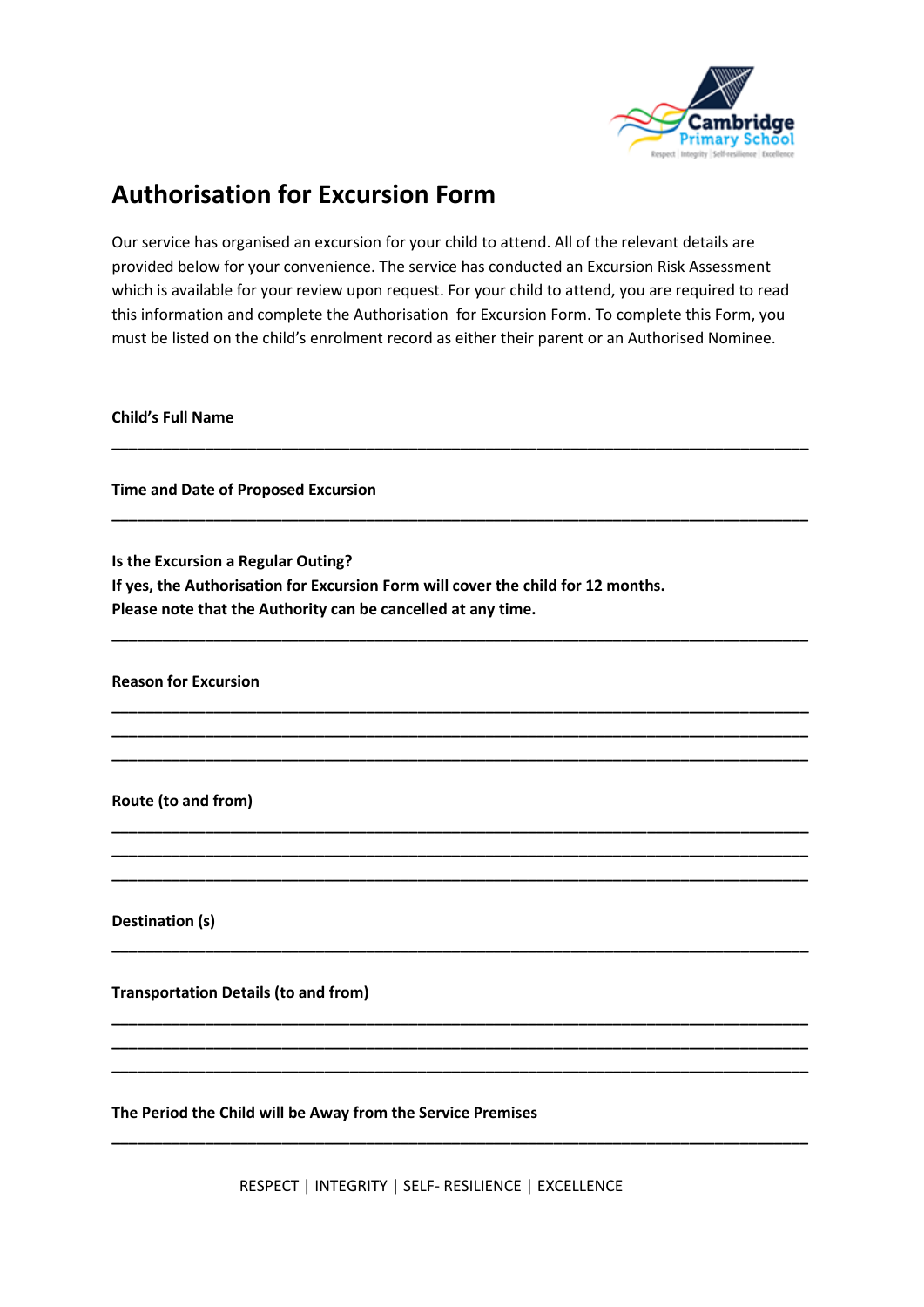# Authorisation for Excursion Form

Our service has organised an excursion for your child to attend. All of the relevant details are provided below for your convenience. The service has conducted an Excursion Risk Assessment which is available for your review upon request. For your child to attend, you are required to read this information and complete the Authorisation for Excursion Form. To complete this Form, you must be listed on the child's enrolment record as either their parent or an Authorised Nominee.

**Child's Full Name**

________________________________________________________________________________

**Time and Date of Proposed Excursion**

________________________________________________________________________________

**Is the Excursion a Regular Outing?**
**If yes, the Authorisation for Excursion Form will cover the child for 12 months.**
**Please note that the Authority can be cancelled at any time.**

________________________________________________________________________________

**Reason for Excursion**

________________________________________________________________________________
________________________________________________________________________________
________________________________________________________________________________

**Route (to and from)**

________________________________________________________________________________
________________________________________________________________________________
________________________________________________________________________________

**Destination (s)**

________________________________________________________________________________

**Transportation Details (to and from)**

________________________________________________________________________________
________________________________________________________________________________
________________________________________________________________________________

**The Period the Child will be Away from the Service Premises**

________________________________________________________________________________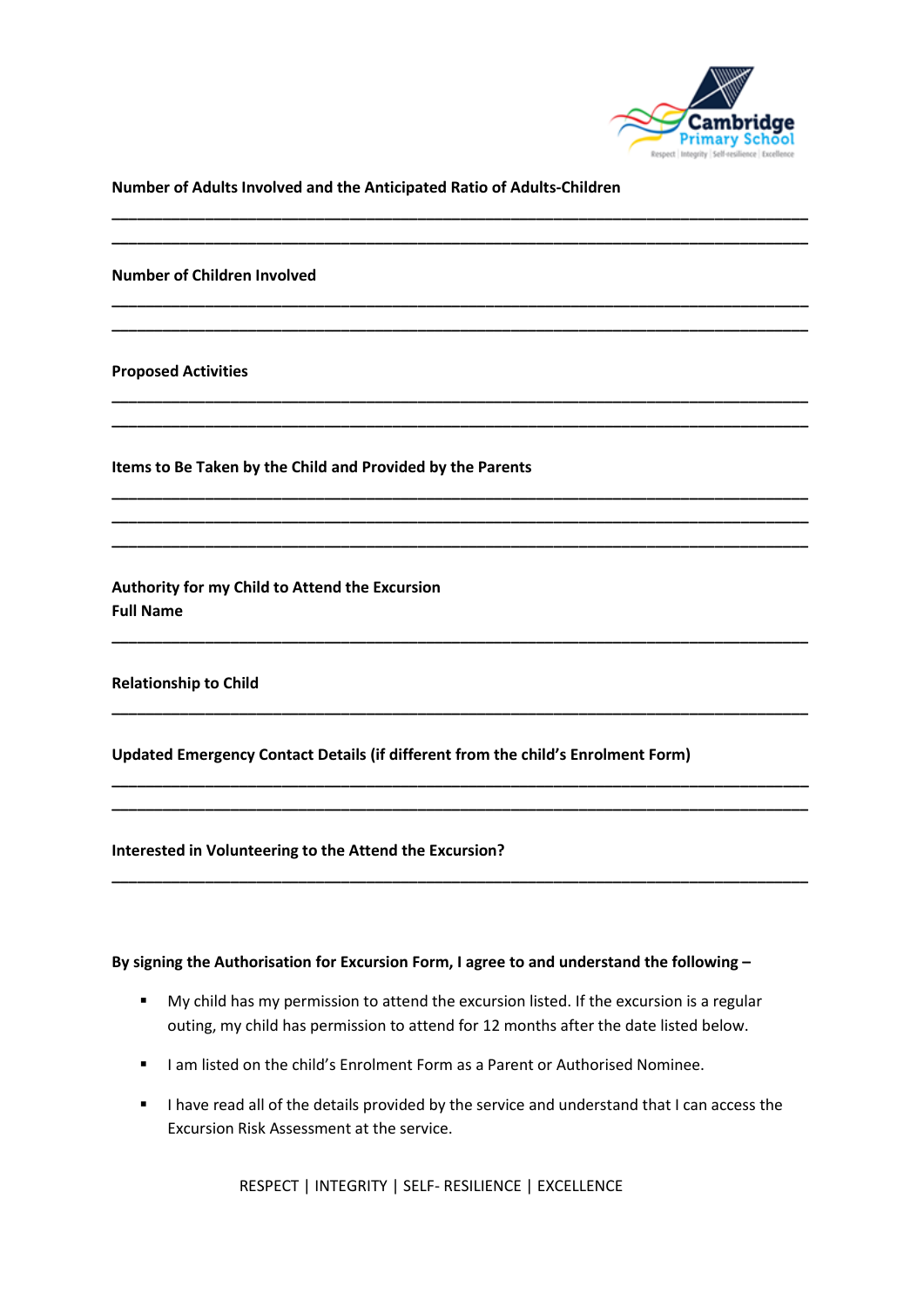**Number of Adults Involved and the Anticipated Ratio of Adults-Children**

\_\_\_\_\_\_\_\_\_\_\_\_\_\_\_\_\_\_\_\_\_\_\_\_\_\_\_\_\_\_\_\_\_\_\_\_\_\_\_\_\_\_\_\_\_\_\_\_\_\_\_\_\_\_\_\_\_\_\_\_\_\_\_\_\_\_\_\_\_\_\_\_\_\_\_\_

\_\_\_\_\_\_\_\_\_\_\_\_\_\_\_\_\_\_\_\_\_\_\_\_\_\_\_\_\_\_\_\_\_\_\_\_\_\_\_\_\_\_\_\_\_\_\_\_\_\_\_\_\_\_\_\_\_\_\_\_\_\_\_\_\_\_\_\_\_\_\_\_\_\_\_\_

**Number of Children Involved**

\_\_\_\_\_\_\_\_\_\_\_\_\_\_\_\_\_\_\_\_\_\_\_\_\_\_\_\_\_\_\_\_\_\_\_\_\_\_\_\_\_\_\_\_\_\_\_\_\_\_\_\_\_\_\_\_\_\_\_\_\_\_\_\_\_\_\_\_\_\_\_\_\_\_\_\_

\_\_\_\_\_\_\_\_\_\_\_\_\_\_\_\_\_\_\_\_\_\_\_\_\_\_\_\_\_\_\_\_\_\_\_\_\_\_\_\_\_\_\_\_\_\_\_\_\_\_\_\_\_\_\_\_\_\_\_\_\_\_\_\_\_\_\_\_\_\_\_\_\_\_\_\_

**Proposed Activities**

\_\_\_\_\_\_\_\_\_\_\_\_\_\_\_\_\_\_\_\_\_\_\_\_\_\_\_\_\_\_\_\_\_\_\_\_\_\_\_\_\_\_\_\_\_\_\_\_\_\_\_\_\_\_\_\_\_\_\_\_\_\_\_\_\_\_\_\_\_\_\_\_\_\_\_\_

\_\_\_\_\_\_\_\_\_\_\_\_\_\_\_\_\_\_\_\_\_\_\_\_\_\_\_\_\_\_\_\_\_\_\_\_\_\_\_\_\_\_\_\_\_\_\_\_\_\_\_\_\_\_\_\_\_\_\_\_\_\_\_\_\_\_\_\_\_\_\_\_\_\_\_\_

**Items to Be Taken by the Child and Provided by the Parents**

\_\_\_\_\_\_\_\_\_\_\_\_\_\_\_\_\_\_\_\_\_\_\_\_\_\_\_\_\_\_\_\_\_\_\_\_\_\_\_\_\_\_\_\_\_\_\_\_\_\_\_\_\_\_\_\_\_\_\_\_\_\_\_\_\_\_\_\_\_\_\_\_\_\_\_\_

\_\_\_\_\_\_\_\_\_\_\_\_\_\_\_\_\_\_\_\_\_\_\_\_\_\_\_\_\_\_\_\_\_\_\_\_\_\_\_\_\_\_\_\_\_\_\_\_\_\_\_\_\_\_\_\_\_\_\_\_\_\_\_\_\_\_\_\_\_\_\_\_\_\_\_\_

\_\_\_\_\_\_\_\_\_\_\_\_\_\_\_\_\_\_\_\_\_\_\_\_\_\_\_\_\_\_\_\_\_\_\_\_\_\_\_\_\_\_\_\_\_\_\_\_\_\_\_\_\_\_\_\_\_\_\_\_\_\_\_\_\_\_\_\_\_\_\_\_\_\_\_\_

**Authority for my Child to Attend the Excursion**
**Full Name**

\_\_\_\_\_\_\_\_\_\_\_\_\_\_\_\_\_\_\_\_\_\_\_\_\_\_\_\_\_\_\_\_\_\_\_\_\_\_\_\_\_\_\_\_\_\_\_\_\_\_\_\_\_\_\_\_\_\_\_\_\_\_\_\_\_\_\_\_\_\_\_\_\_\_\_\_

**Relationship to Child**

\_\_\_\_\_\_\_\_\_\_\_\_\_\_\_\_\_\_\_\_\_\_\_\_\_\_\_\_\_\_\_\_\_\_\_\_\_\_\_\_\_\_\_\_\_\_\_\_\_\_\_\_\_\_\_\_\_\_\_\_\_\_\_\_\_\_\_\_\_\_\_\_\_\_\_\_

**Updated Emergency Contact Details (if different from the child's Enrolment Form)**

\_\_\_\_\_\_\_\_\_\_\_\_\_\_\_\_\_\_\_\_\_\_\_\_\_\_\_\_\_\_\_\_\_\_\_\_\_\_\_\_\_\_\_\_\_\_\_\_\_\_\_\_\_\_\_\_\_\_\_\_\_\_\_\_\_\_\_\_\_\_\_\_\_\_\_\_

\_\_\_\_\_\_\_\_\_\_\_\_\_\_\_\_\_\_\_\_\_\_\_\_\_\_\_\_\_\_\_\_\_\_\_\_\_\_\_\_\_\_\_\_\_\_\_\_\_\_\_\_\_\_\_\_\_\_\_\_\_\_\_\_\_\_\_\_\_\_\_\_\_\_\_\_

**Interested in Volunteering to the Attend the Excursion?**

\_\_\_\_\_\_\_\_\_\_\_\_\_\_\_\_\_\_\_\_\_\_\_\_\_\_\_\_\_\_\_\_\_\_\_\_\_\_\_\_\_\_\_\_\_\_\_\_\_\_\_\_\_\_\_\_\_\_\_\_\_\_\_\_\_\_\_\_\_\_\_\_\_\_\_\_

**By signing the Authorisation for Excursion Form, I agree to and understand the following –**

- My child has my permission to attend the excursion listed. If the excursion is a regular outing, my child has permission to attend for 12 months after the date listed below.
- I am listed on the child's Enrolment Form as a Parent or Authorised Nominee.
- I have read all of the details provided by the service and understand that I can access the Excursion Risk Assessment at the service.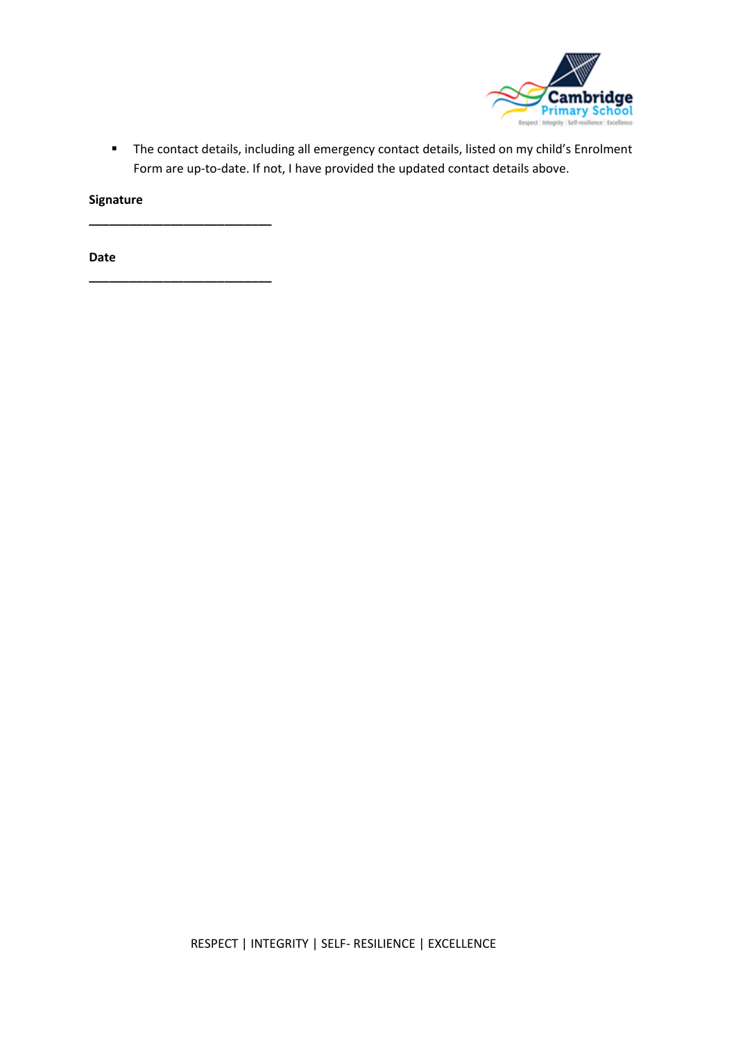- The contact details, including all emergency contact details, listed on my child's Enrolment Form are up-to-date. If not, I have provided the updated contact details above.

**Signature**

\_\_\_\_\_\_\_\_\_\_\_\_\_\_\_\_\_\_\_\_\_\_\_\_\_\_\_\_

**Date**

\_\_\_\_\_\_\_\_\_\_\_\_\_\_\_\_\_\_\_\_\_\_\_\_\_\_\_\_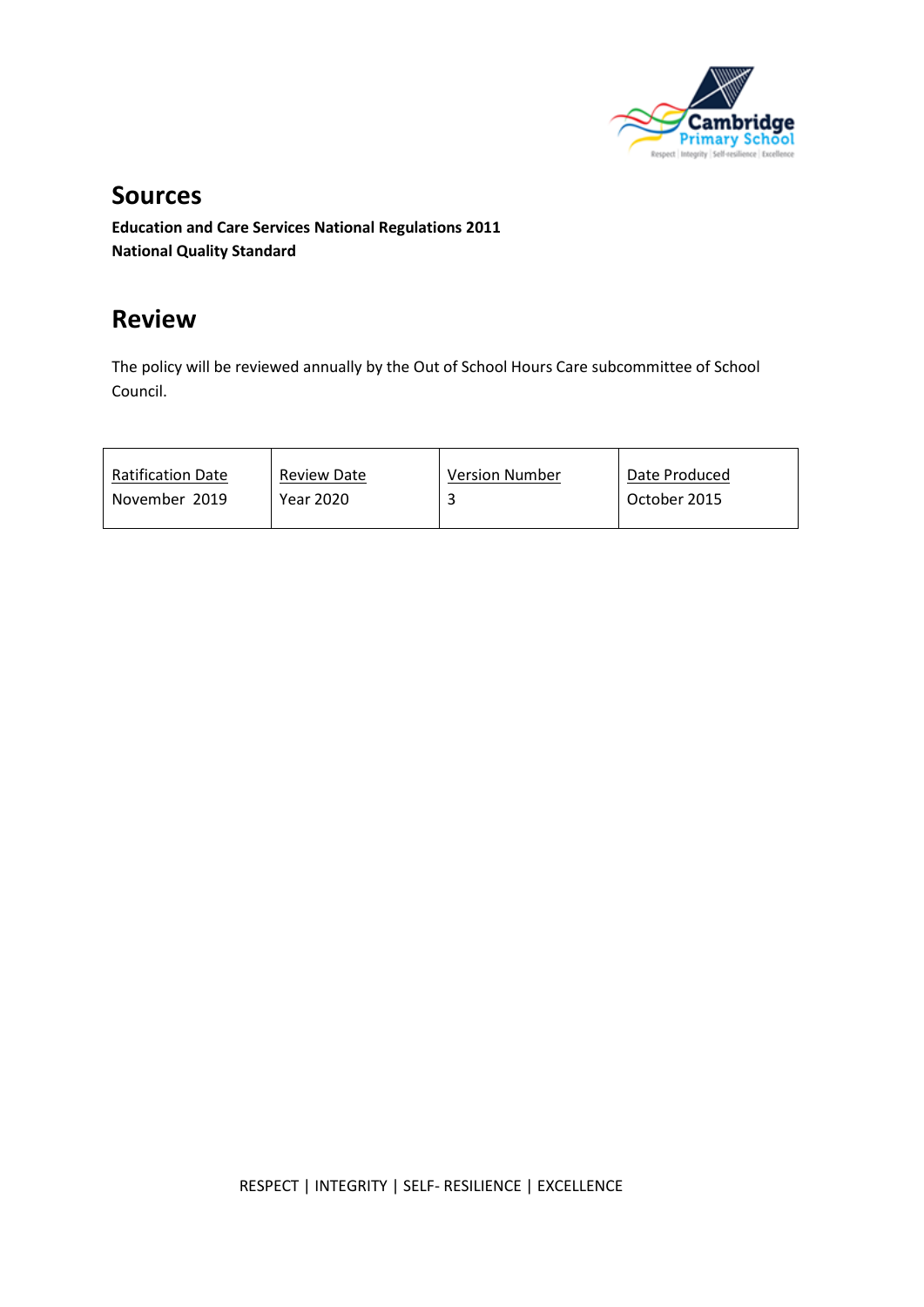## Sources

**Education and Care Services National Regulations 2011**
**National Quality Standard**

## Review

The policy will be reviewed annually by the Out of School Hours Care subcommittee of School Council.

| Ratification Date | Review Date | Version Number | Date Produced |
|---|---|---|---|
| November 2019 | Year 2020 | 3 | October 2015 |

RESPECT | INTEGRITY | SELF- RESILIENCE | EXCELLENCE